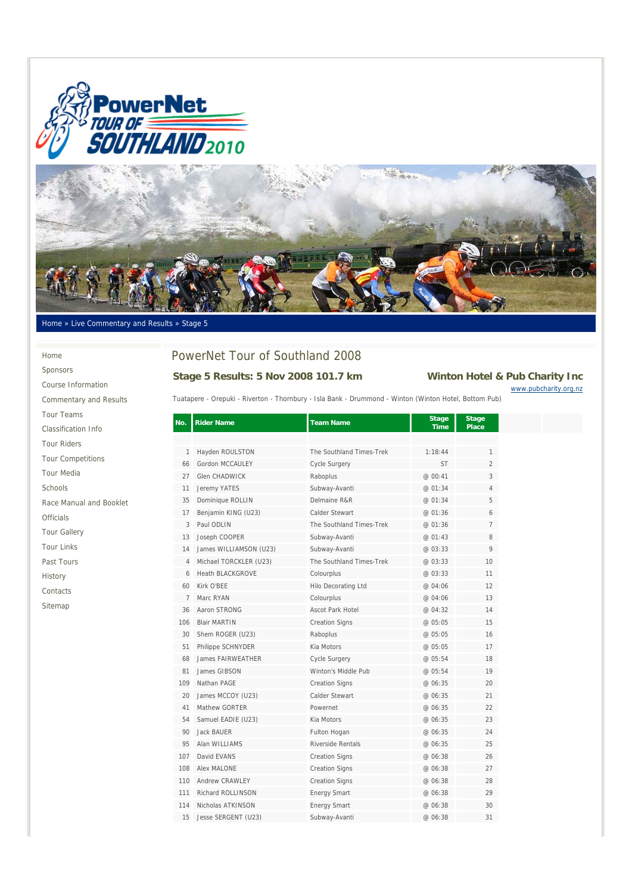Home » Live Commentary and Results » Stage 5

- Home
- Sponsors
- Course Information
- Commentary and Results
- Tour Teams
- Classification Info
- Tour Riders
- Tour Competitions
- Tour Media
- Schools
- Race Manual and Booklet
- Officials
- Tour Gallery
- Tour Links
- Past Tours
- History
- Contacts
- Sitemap

# PowerNet Tour of Southland 2008

## Stage 5 Results: 5 Nov 2008 101.7 km

## Winton Hotel & Pub Charity Inc

www.pubcharity.org.nz

Tuatapere - Orepuki - Riverton - Thornbury - Isla Bank - Drummond - Winton (Winton Hotel, Bottom Pub)

| No. | Rider Name | Team Name | Stage Time | Stage Place |
|---|---|---|---|---|
| 1 | Hayden ROULSTON | The Southland Times-Trek | 1:18:44 | 1 |
| 66 | Gordon MCCAULEY | Cycle Surgery | ST | 2 |
| 27 | Glen CHADWICK | Raboplus | @ 00:41 | 3 |
| 11 | Jeremy YATES | Subway-Avanti | @ 01:34 | 4 |
| 35 | Dominique ROLLIN | Delmaine R&R | @ 01:34 | 5 |
| 17 | Benjamin KING (U23) | Calder Stewart | @ 01:36 | 6 |
| 3 | Paul ODLIN | The Southland Times-Trek | @ 01:36 | 7 |
| 13 | Joseph COOPER | Subway-Avanti | @ 01:43 | 8 |
| 14 | James WILLIAMSON (U23) | Subway-Avanti | @ 03:33 | 9 |
| 4 | Michael TORCKLER (U23) | The Southland Times-Trek | @ 03:33 | 10 |
| 6 | Heath BLACKGROVE | Colourplus | @ 03:33 | 11 |
| 60 | Kirk O'BEE | Hilo Decorating Ltd | @ 04:06 | 12 |
| 7 | Marc RYAN | Colourplus | @ 04:06 | 13 |
| 36 | Aaron STRONG | Ascot Park Hotel | @ 04:32 | 14 |
| 106 | Blair MARTIN | Creation Signs | @ 05:05 | 15 |
| 30 | Shem ROGER (U23) | Raboplus | @ 05:05 | 16 |
| 51 | Philippe SCHNYDER | Kia Motors | @ 05:05 | 17 |
| 68 | James FAIRWEATHER | Cycle Surgery | @ 05:54 | 18 |
| 81 | James GIBSON | Winton's Middle Pub | @ 05:54 | 19 |
| 109 | Nathan PAGE | Creation Signs | @ 06:35 | 20 |
| 20 | James MCCOY (U23) | Calder Stewart | @ 06:35 | 21 |
| 41 | Mathew GORTER | Powernet | @ 06:35 | 22 |
| 54 | Samuel EADIE (U23) | Kia Motors | @ 06:35 | 23 |
| 90 | Jack BAUER | Fulton Hogan | @ 06:35 | 24 |
| 95 | Alan WILLIAMS | Riverside Rentals | @ 06:35 | 25 |
| 107 | David EVANS | Creation Signs | @ 06:38 | 26 |
| 108 | Alex MALONE | Creation Signs | @ 06:38 | 27 |
| 110 | Andrew CRAWLEY | Creation Signs | @ 06:38 | 28 |
| 111 | Richard ROLLINSON | Energy Smart | @ 06:38 | 29 |
| 114 | Nicholas ATKINSON | Energy Smart | @ 06:38 | 30 |
| 15 | Jesse SERGENT (U23) | Subway-Avanti | @ 06:38 | 31 |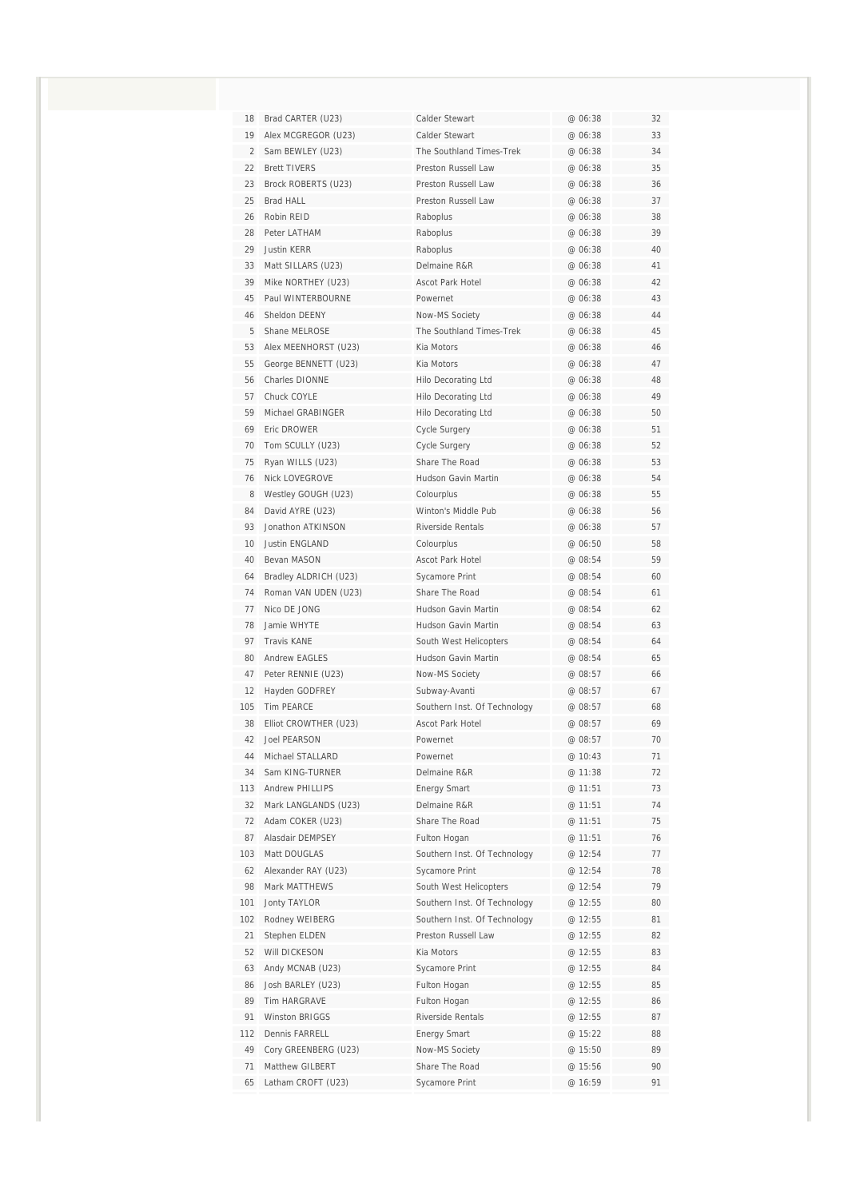| | | | | |
|---|---|---|---|---|
| 18 | Brad CARTER (U23) | Calder Stewart | @ 06:38 | 32 |
| 19 | Alex MCGREGOR (U23) | Calder Stewart | @ 06:38 | 33 |
| 2 | Sam BEWLEY (U23) | The Southland Times-Trek | @ 06:38 | 34 |
| 22 | Brett TIVERS | Preston Russell Law | @ 06:38 | 35 |
| 23 | Brock ROBERTS (U23) | Preston Russell Law | @ 06:38 | 36 |
| 25 | Brad HALL | Preston Russell Law | @ 06:38 | 37 |
| 26 | Robin REID | Raboplus | @ 06:38 | 38 |
| 28 | Peter LATHAM | Raboplus | @ 06:38 | 39 |
| 29 | Justin KERR | Raboplus | @ 06:38 | 40 |
| 33 | Matt SILLARS (U23) | Delmaine R&R | @ 06:38 | 41 |
| 39 | Mike NORTHEY (U23) | Ascot Park Hotel | @ 06:38 | 42 |
| 45 | Paul WINTERBOURNE | Powernet | @ 06:38 | 43 |
| 46 | Sheldon DEENY | Now-MS Society | @ 06:38 | 44 |
| 5 | Shane MELROSE | The Southland Times-Trek | @ 06:38 | 45 |
| 53 | Alex MEENHORST (U23) | Kia Motors | @ 06:38 | 46 |
| 55 | George BENNETT (U23) | Kia Motors | @ 06:38 | 47 |
| 56 | Charles DIONNE | Hilo Decorating Ltd | @ 06:38 | 48 |
| 57 | Chuck COYLE | Hilo Decorating Ltd | @ 06:38 | 49 |
| 59 | Michael GRABINGER | Hilo Decorating Ltd | @ 06:38 | 50 |
| 69 | Eric DROWER | Cycle Surgery | @ 06:38 | 51 |
| 70 | Tom SCULLY (U23) | Cycle Surgery | @ 06:38 | 52 |
| 75 | Ryan WILLS (U23) | Share The Road | @ 06:38 | 53 |
| 76 | Nick LOVEGROVE | Hudson Gavin Martin | @ 06:38 | 54 |
| 8 | Westley GOUGH (U23) | Colourplus | @ 06:38 | 55 |
| 84 | David AYRE (U23) | Winton's Middle Pub | @ 06:38 | 56 |
| 93 | Jonathon ATKINSON | Riverside Rentals | @ 06:38 | 57 |
| 10 | Justin ENGLAND | Colourplus | @ 06:50 | 58 |
| 40 | Bevan MASON | Ascot Park Hotel | @ 08:54 | 59 |
| 64 | Bradley ALDRICH (U23) | Sycamore Print | @ 08:54 | 60 |
| 74 | Roman VAN UDEN (U23) | Share The Road | @ 08:54 | 61 |
| 77 | Nico DE JONG | Hudson Gavin Martin | @ 08:54 | 62 |
| 78 | Jamie WHYTE | Hudson Gavin Martin | @ 08:54 | 63 |
| 97 | Travis KANE | South West Helicopters | @ 08:54 | 64 |
| 80 | Andrew EAGLES | Hudson Gavin Martin | @ 08:54 | 65 |
| 47 | Peter RENNIE (U23) | Now-MS Society | @ 08:57 | 66 |
| 12 | Hayden GODFREY | Subway-Avanti | @ 08:57 | 67 |
| 105 | Tim PEARCE | Southern Inst. Of Technology | @ 08:57 | 68 |
| 38 | Elliot CROWTHER (U23) | Ascot Park Hotel | @ 08:57 | 69 |
| 42 | Joel PEARSON | Powernet | @ 08:57 | 70 |
| 44 | Michael STALLARD | Powernet | @ 10:43 | 71 |
| 34 | Sam KING-TURNER | Delmaine R&R | @ 11:38 | 72 |
| 113 | Andrew PHILLIPS | Energy Smart | @ 11:51 | 73 |
| 32 | Mark LANGLANDS (U23) | Delmaine R&R | @ 11:51 | 74 |
| 72 | Adam COKER (U23) | Share The Road | @ 11:51 | 75 |
| 87 | Alasdair DEMPSEY | Fulton Hogan | @ 11:51 | 76 |
| 103 | Matt DOUGLAS | Southern Inst. Of Technology | @ 12:54 | 77 |
| 62 | Alexander RAY (U23) | Sycamore Print | @ 12:54 | 78 |
| 98 | Mark MATTHEWS | South West Helicopters | @ 12:54 | 79 |
| 101 | Jonty TAYLOR | Southern Inst. Of Technology | @ 12:55 | 80 |
| 102 | Rodney WEIBERG | Southern Inst. Of Technology | @ 12:55 | 81 |
| 21 | Stephen ELDEN | Preston Russell Law | @ 12:55 | 82 |
| 52 | Will DICKESON | Kia Motors | @ 12:55 | 83 |
| 63 | Andy MCNAB (U23) | Sycamore Print | @ 12:55 | 84 |
| 86 | Josh BARLEY (U23) | Fulton Hogan | @ 12:55 | 85 |
| 89 | Tim HARGRAVE | Fulton Hogan | @ 12:55 | 86 |
| 91 | Winston BRIGGS | Riverside Rentals | @ 12:55 | 87 |
| 112 | Dennis FARRELL | Energy Smart | @ 15:22 | 88 |
| 49 | Cory GREENBERG (U23) | Now-MS Society | @ 15:50 | 89 |
| 71 | Matthew GILBERT | Share The Road | @ 15:56 | 90 |
| 65 | Latham CROFT (U23) | Sycamore Print | @ 16:59 | 91 |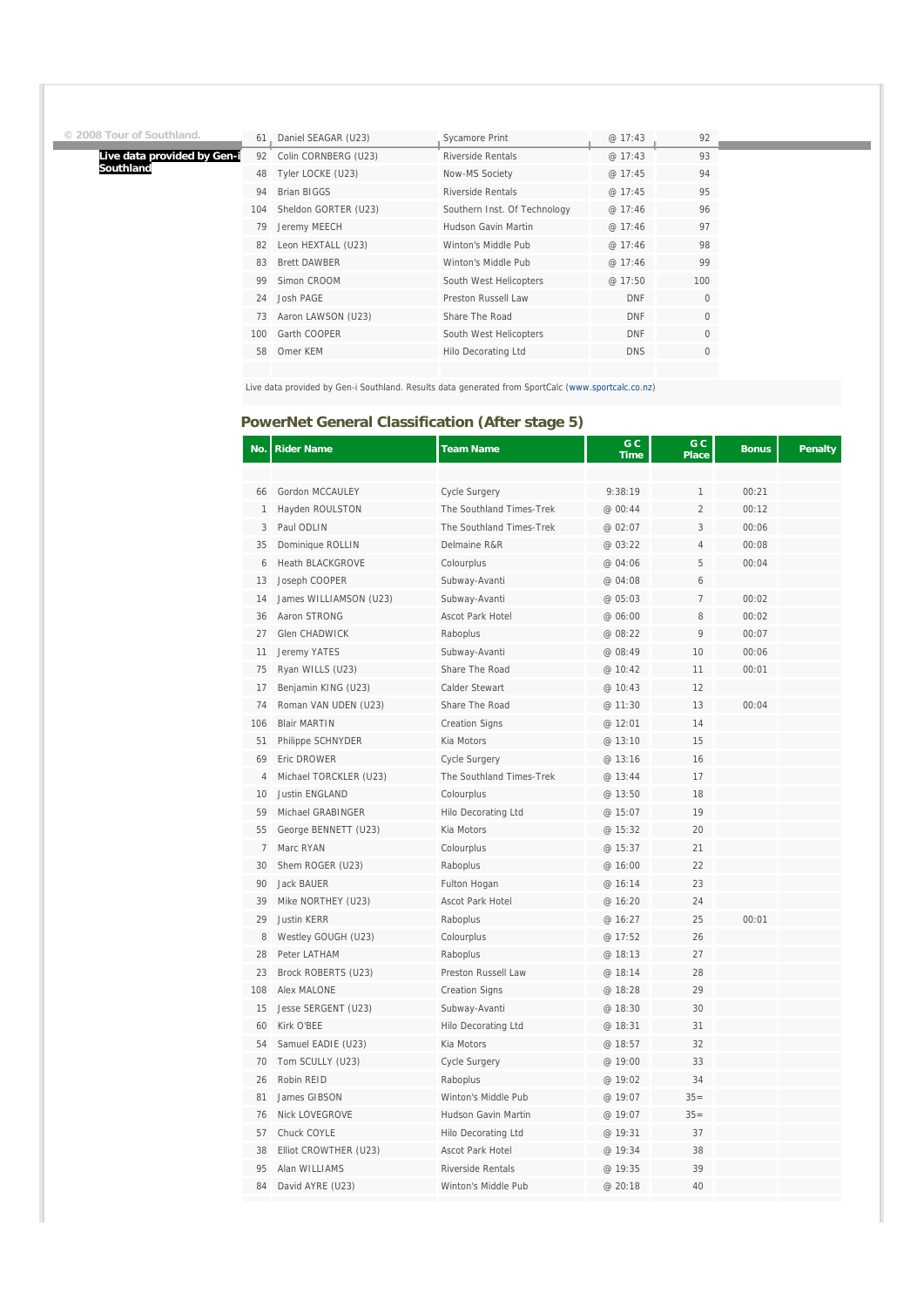© 2008 Tour of Southland.

Live data provided by Gen-i Southland

| No. | Rider Name | Team Name | Time | Place |
|---|---|---|---|---|
| 61 | Daniel SEAGAR (U23) | Sycamore Print | @ 17:43 | 92 |
| 92 | Colin CORNBERG (U23) | Riverside Rentals | @ 17:43 | 93 |
| 48 | Tyler LOCKE (U23) | Now-MS Society | @ 17:45 | 94 |
| 94 | Brian BIGGS | Riverside Rentals | @ 17:45 | 95 |
| 104 | Sheldon GORTER (U23) | Southern Inst. Of Technology | @ 17:46 | 96 |
| 79 | Jeremy MEECH | Hudson Gavin Martin | @ 17:46 | 97 |
| 82 | Leon HEXTALL (U23) | Winton's Middle Pub | @ 17:46 | 98 |
| 83 | Brett DAWBER | Winton's Middle Pub | @ 17:46 | 99 |
| 99 | Simon CROOM | South West Helicopters | @ 17:50 | 100 |
| 24 | Josh PAGE | Preston Russell Law | DNF | 0 |
| 73 | Aaron LAWSON (U23) | Share The Road | DNF | 0 |
| 100 | Garth COOPER | South West Helicopters | DNF | 0 |
| 58 | Omer KEM | Hilo Decorating Ltd | DNS | 0 |

Live data provided by Gen-i Southland. Results data generated from SportCalc (www.sportcalc.co.nz)

## PowerNet General Classification (After stage 5)

| No. | Rider Name | Team Name | G C Time | G C Place | Bonus | Penalty |
|---|---|---|---|---|---|---|
| 66 | Gordon MCCAULEY | Cycle Surgery | 9:38:19 | 1 | 00:21 | |
| 1 | Hayden ROULSTON | The Southland Times-Trek | @ 00:44 | 2 | 00:12 | |
| 3 | Paul ODLIN | The Southland Times-Trek | @ 02:07 | 3 | 00:06 | |
| 35 | Dominique ROLLIN | Delmaine R&R | @ 03:22 | 4 | 00:08 | |
| 6 | Heath BLACKGROVE | Colourplus | @ 04:06 | 5 | 00:04 | |
| 13 | Joseph COOPER | Subway-Avanti | @ 04:08 | 6 | | |
| 14 | James WILLIAMSON (U23) | Subway-Avanti | @ 05:03 | 7 | 00:02 | |
| 36 | Aaron STRONG | Ascot Park Hotel | @ 06:00 | 8 | 00:02 | |
| 27 | Glen CHADWICK | Raboplus | @ 08:22 | 9 | 00:07 | |
| 11 | Jeremy YATES | Subway-Avanti | @ 08:49 | 10 | 00:06 | |
| 75 | Ryan WILLS (U23) | Share The Road | @ 10:42 | 11 | 00:01 | |
| 17 | Benjamin KING (U23) | Calder Stewart | @ 10:43 | 12 | | |
| 74 | Roman VAN UDEN (U23) | Share The Road | @ 11:30 | 13 | 00:04 | |
| 106 | Blair MARTIN | Creation Signs | @ 12:01 | 14 | | |
| 51 | Philippe SCHNYDER | Kia Motors | @ 13:10 | 15 | | |
| 69 | Eric DROWER | Cycle Surgery | @ 13:16 | 16 | | |
| 4 | Michael TORCKLER (U23) | The Southland Times-Trek | @ 13:44 | 17 | | |
| 10 | Justin ENGLAND | Colourplus | @ 13:50 | 18 | | |
| 59 | Michael GRABINGER | Hilo Decorating Ltd | @ 15:07 | 19 | | |
| 55 | George BENNETT (U23) | Kia Motors | @ 15:32 | 20 | | |
| 7 | Marc RYAN | Colourplus | @ 15:37 | 21 | | |
| 30 | Shem ROGER (U23) | Raboplus | @ 16:00 | 22 | | |
| 90 | Jack BAUER | Fulton Hogan | @ 16:14 | 23 | | |
| 39 | Mike NORTHEY (U23) | Ascot Park Hotel | @ 16:20 | 24 | | |
| 29 | Justin KERR | Raboplus | @ 16:27 | 25 | 00:01 | |
| 8 | Westley GOUGH (U23) | Colourplus | @ 17:52 | 26 | | |
| 28 | Peter LATHAM | Raboplus | @ 18:13 | 27 | | |
| 23 | Brock ROBERTS (U23) | Preston Russell Law | @ 18:14 | 28 | | |
| 108 | Alex MALONE | Creation Signs | @ 18:28 | 29 | | |
| 15 | Jesse SERGENT (U23) | Subway-Avanti | @ 18:30 | 30 | | |
| 60 | Kirk O'BEE | Hilo Decorating Ltd | @ 18:31 | 31 | | |
| 54 | Samuel EADIE (U23) | Kia Motors | @ 18:57 | 32 | | |
| 70 | Tom SCULLY (U23) | Cycle Surgery | @ 19:00 | 33 | | |
| 26 | Robin REID | Raboplus | @ 19:02 | 34 | | |
| 81 | James GIBSON | Winton's Middle Pub | @ 19:07 | 35= | | |
| 76 | Nick LOVEGROVE | Hudson Gavin Martin | @ 19:07 | 35= | | |
| 57 | Chuck COYLE | Hilo Decorating Ltd | @ 19:31 | 37 | | |
| 38 | Elliot CROWTHER (U23) | Ascot Park Hotel | @ 19:34 | 38 | | |
| 95 | Alan WILLIAMS | Riverside Rentals | @ 19:35 | 39 | | |
| 84 | David AYRE (U23) | Winton's Middle Pub | @ 20:18 | 40 | | |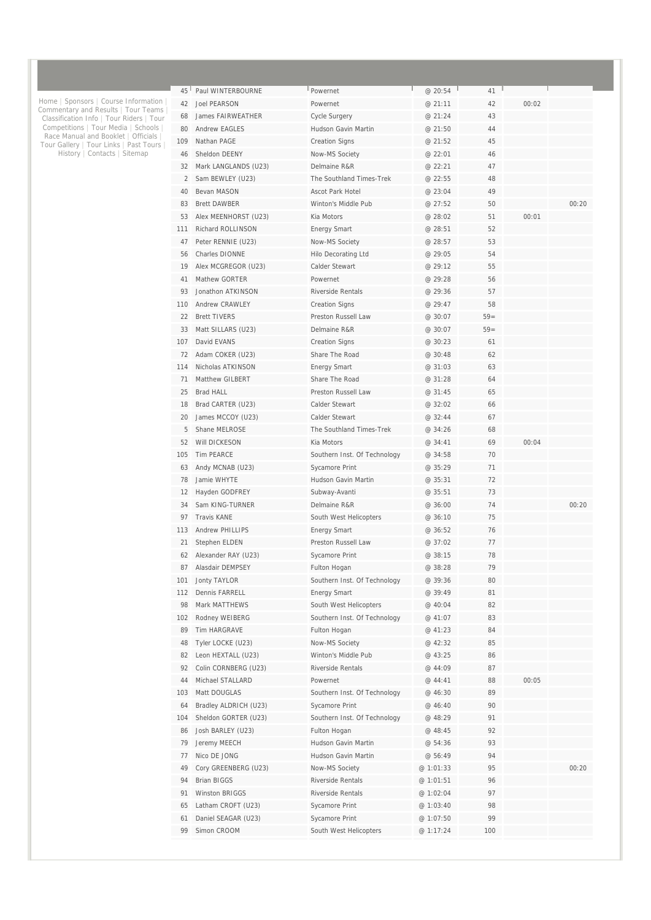Home | Sponsors | Course Information | Commentary and Results | Tour Teams | Classification Info | Tour Riders | Tour Competitions | Tour Media | Schools | Race Manual and Booklet | Officials | Tour Gallery | Tour Links | Past Tours | History | Contacts | Sitemap

| | | | | | | |
|---|---|---|---|---|---|---|
| 45 | Paul WINTERBOURNE | Powernet | @ 20:54 | 41 | | |
| 42 | Joel PEARSON | Powernet | @ 21:11 | 42 | 00:02 | |
| 68 | James FAIRWEATHER | Cycle Surgery | @ 21:24 | 43 | | |
| 80 | Andrew EAGLES | Hudson Gavin Martin | @ 21:50 | 44 | | |
| 109 | Nathan PAGE | Creation Signs | @ 21:52 | 45 | | |
| 46 | Sheldon DEENY | Now-MS Society | @ 22:01 | 46 | | |
| 32 | Mark LANGLANDS (U23) | Delmaine R&R | @ 22:21 | 47 | | |
| 2 | Sam BEWLEY (U23) | The Southland Times-Trek | @ 22:55 | 48 | | |
| 40 | Bevan MASON | Ascot Park Hotel | @ 23:04 | 49 | | |
| 83 | Brett DAWBER | Winton's Middle Pub | @ 27:52 | 50 | | 00:20 |
| 53 | Alex MEENHORST (U23) | Kia Motors | @ 28:02 | 51 | 00:01 | |
| 111 | Richard ROLLINSON | Energy Smart | @ 28:51 | 52 | | |
| 47 | Peter RENNIE (U23) | Now-MS Society | @ 28:57 | 53 | | |
| 56 | Charles DIONNE | Hilo Decorating Ltd | @ 29:05 | 54 | | |
| 19 | Alex MCGREGOR (U23) | Calder Stewart | @ 29:12 | 55 | | |
| 41 | Mathew GORTER | Powernet | @ 29:28 | 56 | | |
| 93 | Jonathon ATKINSON | Riverside Rentals | @ 29:36 | 57 | | |
| 110 | Andrew CRAWLEY | Creation Signs | @ 29:47 | 58 | | |
| 22 | Brett TIVERS | Preston Russell Law | @ 30:07 | 59= | | |
| 33 | Matt SILLARS (U23) | Delmaine R&R | @ 30:07 | 59= | | |
| 107 | David EVANS | Creation Signs | @ 30:23 | 61 | | |
| 72 | Adam COKER (U23) | Share The Road | @ 30:48 | 62 | | |
| 114 | Nicholas ATKINSON | Energy Smart | @ 31:03 | 63 | | |
| 71 | Matthew GILBERT | Share The Road | @ 31:28 | 64 | | |
| 25 | Brad HALL | Preston Russell Law | @ 31:45 | 65 | | |
| 18 | Brad CARTER (U23) | Calder Stewart | @ 32:02 | 66 | | |
| 20 | James MCCOY (U23) | Calder Stewart | @ 32:44 | 67 | | |
| 5 | Shane MELROSE | The Southland Times-Trek | @ 34:26 | 68 | | |
| 52 | Will DICKESON | Kia Motors | @ 34:41 | 69 | 00:04 | |
| 105 | Tim PEARCE | Southern Inst. Of Technology | @ 34:58 | 70 | | |
| 63 | Andy MCNAB (U23) | Sycamore Print | @ 35:29 | 71 | | |
| 78 | Jamie WHYTE | Hudson Gavin Martin | @ 35:31 | 72 | | |
| 12 | Hayden GODFREY | Subway-Avanti | @ 35:51 | 73 | | |
| 34 | Sam KING-TURNER | Delmaine R&R | @ 36:00 | 74 | | 00:20 |
| 97 | Travis KANE | South West Helicopters | @ 36:10 | 75 | | |
| 113 | Andrew PHILLIPS | Energy Smart | @ 36:52 | 76 | | |
| 21 | Stephen ELDEN | Preston Russell Law | @ 37:02 | 77 | | |
| 62 | Alexander RAY (U23) | Sycamore Print | @ 38:15 | 78 | | |
| 87 | Alasdair DEMPSEY | Fulton Hogan | @ 38:28 | 79 | | |
| 101 | Jonty TAYLOR | Southern Inst. Of Technology | @ 39:36 | 80 | | |
| 112 | Dennis FARRELL | Energy Smart | @ 39:49 | 81 | | |
| 98 | Mark MATTHEWS | South West Helicopters | @ 40:04 | 82 | | |
| 102 | Rodney WEIBERG | Southern Inst. Of Technology | @ 41:07 | 83 | | |
| 89 | Tim HARGRAVE | Fulton Hogan | @ 41:23 | 84 | | |
| 48 | Tyler LOCKE (U23) | Now-MS Society | @ 42:32 | 85 | | |
| 82 | Leon HEXTALL (U23) | Winton's Middle Pub | @ 43:25 | 86 | | |
| 92 | Colin CORNBERG (U23) | Riverside Rentals | @ 44:09 | 87 | | |
| 44 | Michael STALLARD | Powernet | @ 44:41 | 88 | 00:05 | |
| 103 | Matt DOUGLAS | Southern Inst. Of Technology | @ 46:30 | 89 | | |
| 64 | Bradley ALDRICH (U23) | Sycamore Print | @ 46:40 | 90 | | |
| 104 | Sheldon GORTER (U23) | Southern Inst. Of Technology | @ 48:29 | 91 | | |
| 86 | Josh BARLEY (U23) | Fulton Hogan | @ 48:45 | 92 | | |
| 79 | Jeremy MEECH | Hudson Gavin Martin | @ 54:36 | 93 | | |
| 77 | Nico DE JONG | Hudson Gavin Martin | @ 56:49 | 94 | | |
| 49 | Cory GREENBERG (U23) | Now-MS Society | @ 1:01:33 | 95 | | 00:20 |
| 94 | Brian BIGGS | Riverside Rentals | @ 1:01:51 | 96 | | |
| 91 | Winston BRIGGS | Riverside Rentals | @ 1:02:04 | 97 | | |
| 65 | Latham CROFT (U23) | Sycamore Print | @ 1:03:40 | 98 | | |
| 61 | Daniel SEAGAR (U23) | Sycamore Print | @ 1:07:50 | 99 | | |
| 99 | Simon CROOM | South West Helicopters | @ 1:17:24 | 100 | | |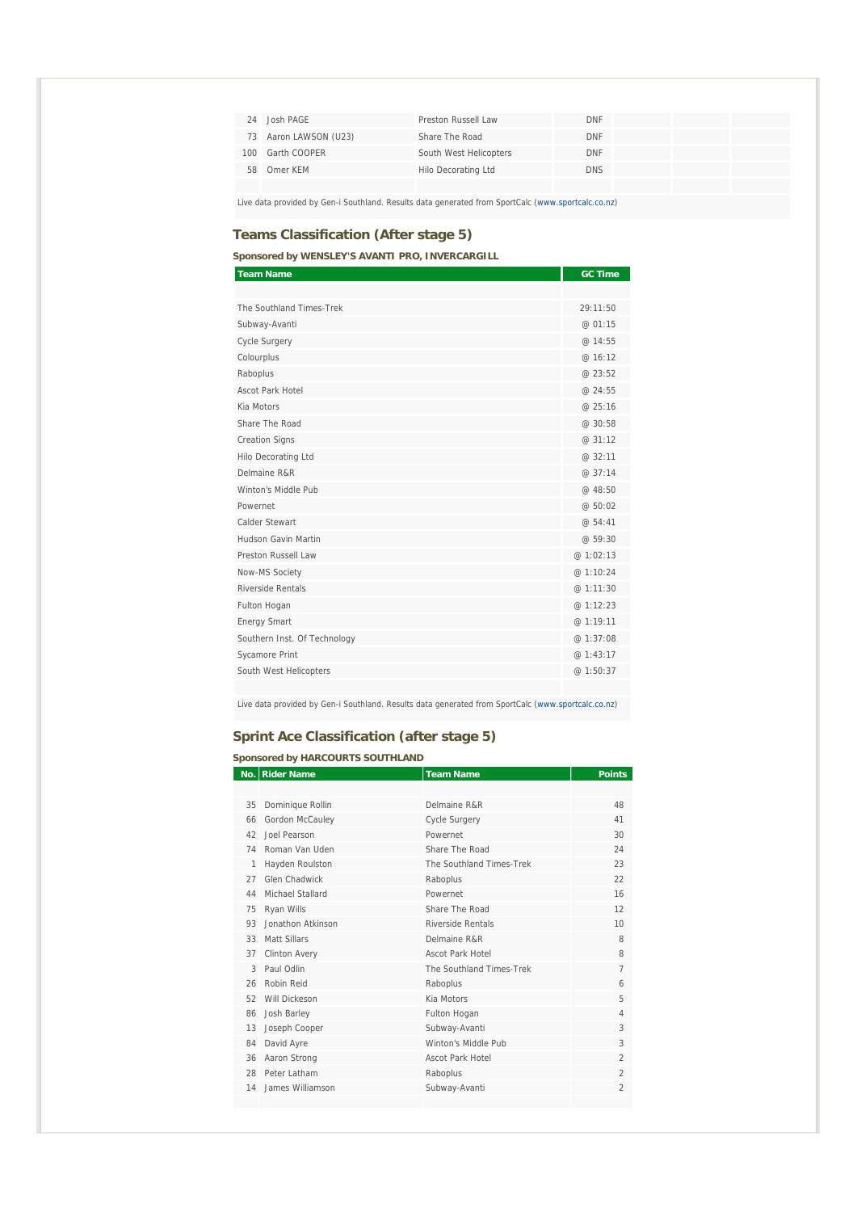| | | | | | | |
|---|---|---|---|---|---|---|
| 24 | Josh PAGE | Preston Russell Law | DNF | | | |
| 73 | Aaron LAWSON (U23) | Share The Road | DNF | | | |
| 100 | Garth COOPER | South West Helicopters | DNF | | | |
| 58 | Omer KEM | Hilo Decorating Ltd | DNS | | | |

Live data provided by Gen-i Southland. Results data generated from SportCalc (www.sportcalc.co.nz)

## Teams Classification (After stage 5)

**Sponsored by WENSLEY'S AVANTI PRO, INVERCARGILL**

| Team Name | GC Time |
|---|---|
| The Southland Times-Trek | 29:11:50 |
| Subway-Avanti | @ 01:15 |
| Cycle Surgery | @ 14:55 |
| Colourplus | @ 16:12 |
| Raboplus | @ 23:52 |
| Ascot Park Hotel | @ 24:55 |
| Kia Motors | @ 25:16 |
| Share The Road | @ 30:58 |
| Creation Signs | @ 31:12 |
| Hilo Decorating Ltd | @ 32:11 |
| Delmaine R&R | @ 37:14 |
| Winton's Middle Pub | @ 48:50 |
| Powernet | @ 50:02 |
| Calder Stewart | @ 54:41 |
| Hudson Gavin Martin | @ 59:30 |
| Preston Russell Law | @ 1:02:13 |
| Now-MS Society | @ 1:10:24 |
| Riverside Rentals | @ 1:11:30 |
| Fulton Hogan | @ 1:12:23 |
| Energy Smart | @ 1:19:11 |
| Southern Inst. Of Technology | @ 1:37:08 |
| Sycamore Print | @ 1:43:17 |
| South West Helicopters | @ 1:50:37 |

Live data provided by Gen-i Southland. Results data generated from SportCalc (www.sportcalc.co.nz)

## Sprint Ace Classification (after stage 5)

**Sponsored by HARCOURTS SOUTHLAND**

| No. | Rider Name | Team Name | Points |
|---|---|---|---|
| 35 | Dominique Rollin | Delmaine R&R | 48 |
| 66 | Gordon McCauley | Cycle Surgery | 41 |
| 42 | Joel Pearson | Powernet | 30 |
| 74 | Roman Van Uden | Share The Road | 24 |
| 1 | Hayden Roulston | The Southland Times-Trek | 23 |
| 27 | Glen Chadwick | Raboplus | 22 |
| 44 | Michael Stallard | Powernet | 16 |
| 75 | Ryan Wills | Share The Road | 12 |
| 93 | Jonathon Atkinson | Riverside Rentals | 10 |
| 33 | Matt Sillars | Delmaine R&R | 8 |
| 37 | Clinton Avery | Ascot Park Hotel | 8 |
| 3 | Paul Odlin | The Southland Times-Trek | 7 |
| 26 | Robin Reid | Raboplus | 6 |
| 52 | Will Dickeson | Kia Motors | 5 |
| 86 | Josh Barley | Fulton Hogan | 4 |
| 13 | Joseph Cooper | Subway-Avanti | 3 |
| 84 | David Ayre | Winton's Middle Pub | 3 |
| 36 | Aaron Strong | Ascot Park Hotel | 2 |
| 28 | Peter Latham | Raboplus | 2 |
| 14 | James Williamson | Subway-Avanti | 2 |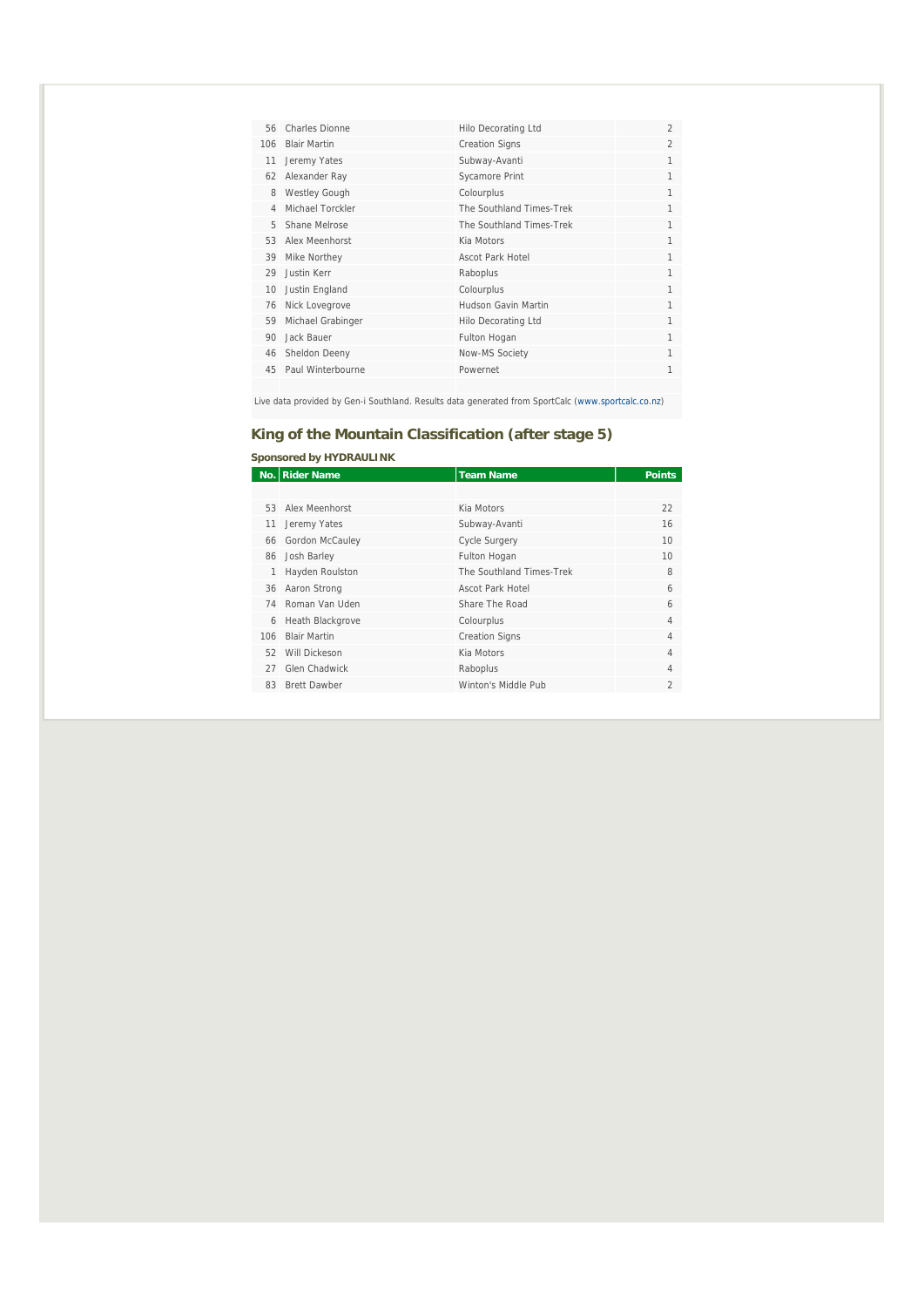| | | | |
|---|---|---|---|
| 56 | Charles Dionne | Hilo Decorating Ltd | 2 |
| 106 | Blair Martin | Creation Signs | 2 |
| 11 | Jeremy Yates | Subway-Avanti | 1 |
| 62 | Alexander Ray | Sycamore Print | 1 |
| 8 | Westley Gough | Colourplus | 1 |
| 4 | Michael Torckler | The Southland Times-Trek | 1 |
| 5 | Shane Melrose | The Southland Times-Trek | 1 |
| 53 | Alex Meenhorst | Kia Motors | 1 |
| 39 | Mike Northey | Ascot Park Hotel | 1 |
| 29 | Justin Kerr | Raboplus | 1 |
| 10 | Justin England | Colourplus | 1 |
| 76 | Nick Lovegrove | Hudson Gavin Martin | 1 |
| 59 | Michael Grabinger | Hilo Decorating Ltd | 1 |
| 90 | Jack Bauer | Fulton Hogan | 1 |
| 46 | Sheldon Deeny | Now-MS Society | 1 |
| 45 | Paul Winterbourne | Powernet | 1 |

Live data provided by Gen-i Southland. Results data generated from SportCalc (www.sportcalc.co.nz)

## King of the Mountain Classification (after stage 5)

**Sponsored by HYDRAULINK**

| No. | Rider Name | Team Name | Points |
|---|---|---|---|
| 53 | Alex Meenhorst | Kia Motors | 22 |
| 11 | Jeremy Yates | Subway-Avanti | 16 |
| 66 | Gordon McCauley | Cycle Surgery | 10 |
| 86 | Josh Barley | Fulton Hogan | 10 |
| 1 | Hayden Roulston | The Southland Times-Trek | 8 |
| 36 | Aaron Strong | Ascot Park Hotel | 6 |
| 74 | Roman Van Uden | Share The Road | 6 |
| 6 | Heath Blackgrove | Colourplus | 4 |
| 106 | Blair Martin | Creation Signs | 4 |
| 52 | Will Dickeson | Kia Motors | 4 |
| 27 | Glen Chadwick | Raboplus | 4 |
| 83 | Brett Dawber | Winton's Middle Pub | 2 |